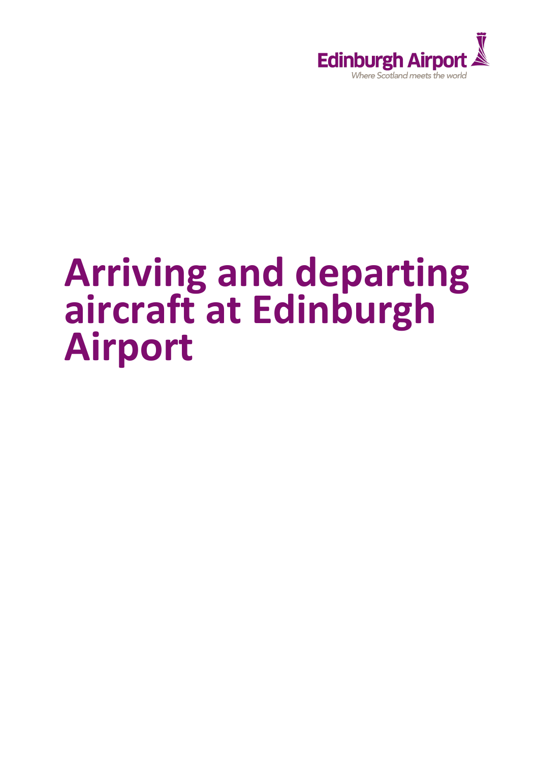Edinburgh Airport

*Where Scotland meets the world*

# Arriving and departing aircraft at Edinburgh Airport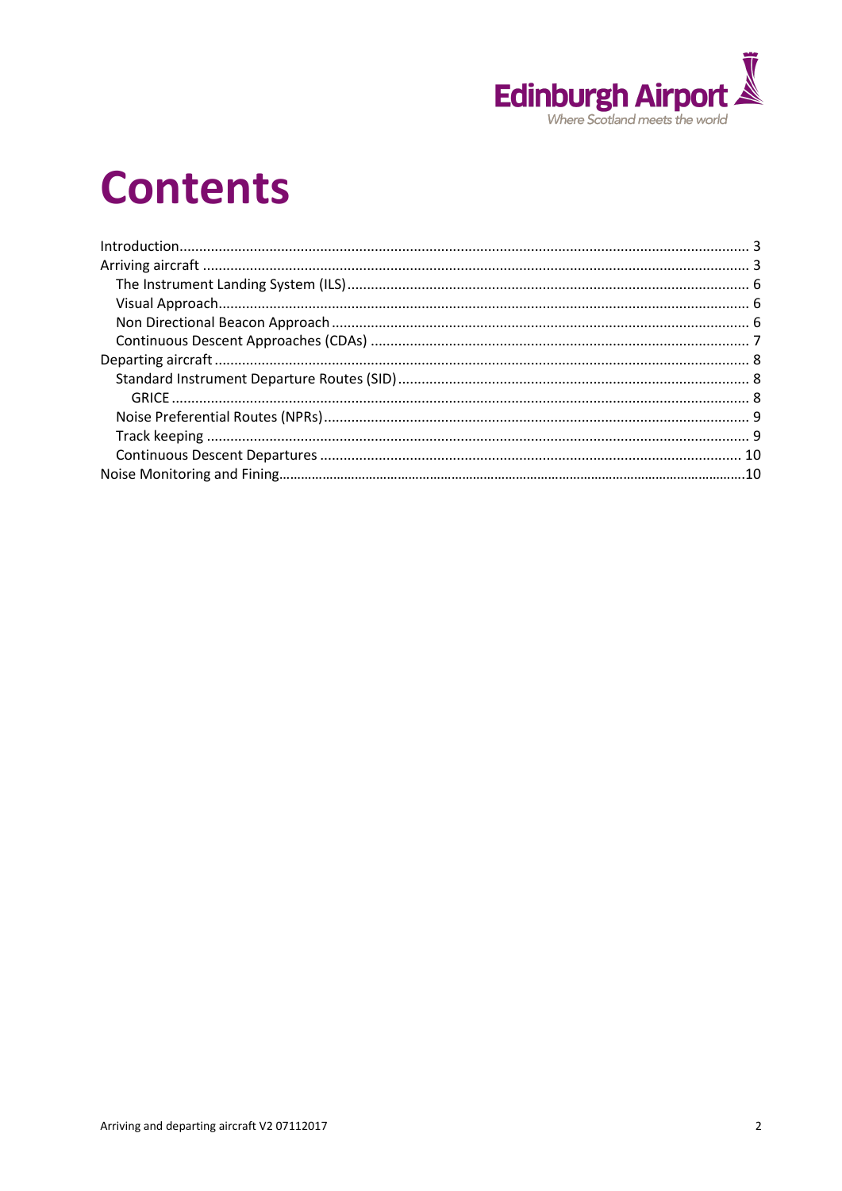# Contents

- Introduction ... 3
- Arriving aircraft ... 3
  - The Instrument Landing System (ILS) ... 6
  - Visual Approach ... 6
  - Non Directional Beacon Approach ... 6
  - Continuous Descent Approaches (CDAs) ... 7
- Departing aircraft ... 8
  - Standard Instrument Departure Routes (SID) ... 8
    - GRICE ... 8
  - Noise Preferential Routes (NPRs) ... 9
  - Track keeping ... 9
  - Continuous Descent Departures ... 10
- Noise Monitoring and Fining ... 10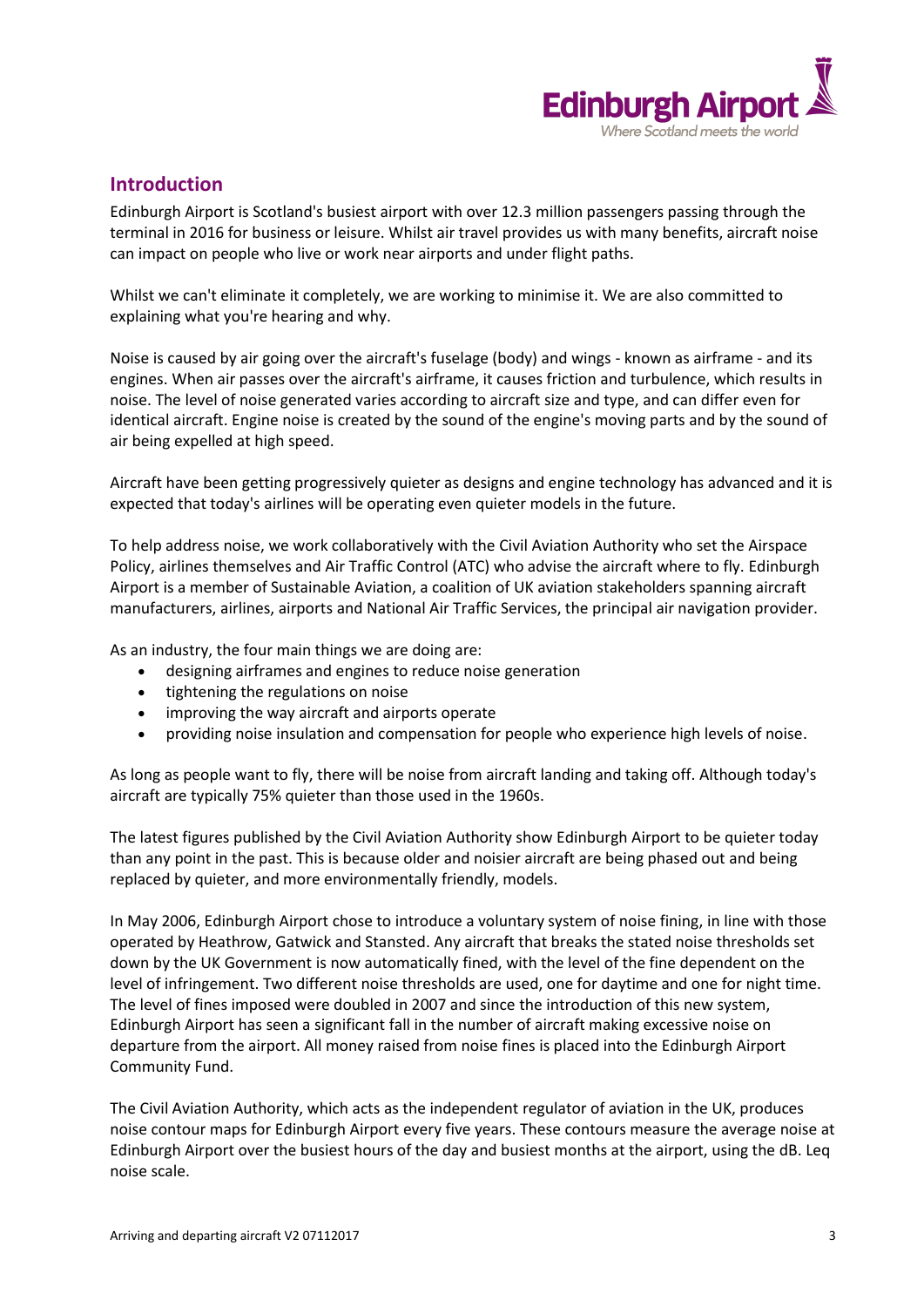## Introduction

Edinburgh Airport is Scotland's busiest airport with over 12.3 million passengers passing through the terminal in 2016 for business or leisure. Whilst air travel provides us with many benefits, aircraft noise can impact on people who live or work near airports and under flight paths.

Whilst we can't eliminate it completely, we are working to minimise it. We are also committed to explaining what you're hearing and why.

Noise is caused by air going over the aircraft's fuselage (body) and wings - known as airframe - and its engines. When air passes over the aircraft's airframe, it causes friction and turbulence, which results in noise. The level of noise generated varies according to aircraft size and type, and can differ even for identical aircraft. Engine noise is created by the sound of the engine's moving parts and by the sound of air being expelled at high speed.

Aircraft have been getting progressively quieter as designs and engine technology has advanced and it is expected that today's airlines will be operating even quieter models in the future.

To help address noise, we work collaboratively with the Civil Aviation Authority who set the Airspace Policy, airlines themselves and Air Traffic Control (ATC) who advise the aircraft where to fly. Edinburgh Airport is a member of Sustainable Aviation, a coalition of UK aviation stakeholders spanning aircraft manufacturers, airlines, airports and National Air Traffic Services, the principal air navigation provider.

As an industry, the four main things we are doing are:

- designing airframes and engines to reduce noise generation
- tightening the regulations on noise
- improving the way aircraft and airports operate
- providing noise insulation and compensation for people who experience high levels of noise.

As long as people want to fly, there will be noise from aircraft landing and taking off. Although today's aircraft are typically 75% quieter than those used in the 1960s.

The latest figures published by the Civil Aviation Authority show Edinburgh Airport to be quieter today than any point in the past. This is because older and noisier aircraft are being phased out and being replaced by quieter, and more environmentally friendly, models.

In May 2006, Edinburgh Airport chose to introduce a voluntary system of noise fining, in line with those operated by Heathrow, Gatwick and Stansted. Any aircraft that breaks the stated noise thresholds set down by the UK Government is now automatically fined, with the level of the fine dependent on the level of infringement. Two different noise thresholds are used, one for daytime and one for night time. The level of fines imposed were doubled in 2007 and since the introduction of this new system, Edinburgh Airport has seen a significant fall in the number of aircraft making excessive noise on departure from the airport. All money raised from noise fines is placed into the Edinburgh Airport Community Fund.

The Civil Aviation Authority, which acts as the independent regulator of aviation in the UK, produces noise contour maps for Edinburgh Airport every five years. These contours measure the average noise at Edinburgh Airport over the busiest hours of the day and busiest months at the airport, using the dB. Leq noise scale.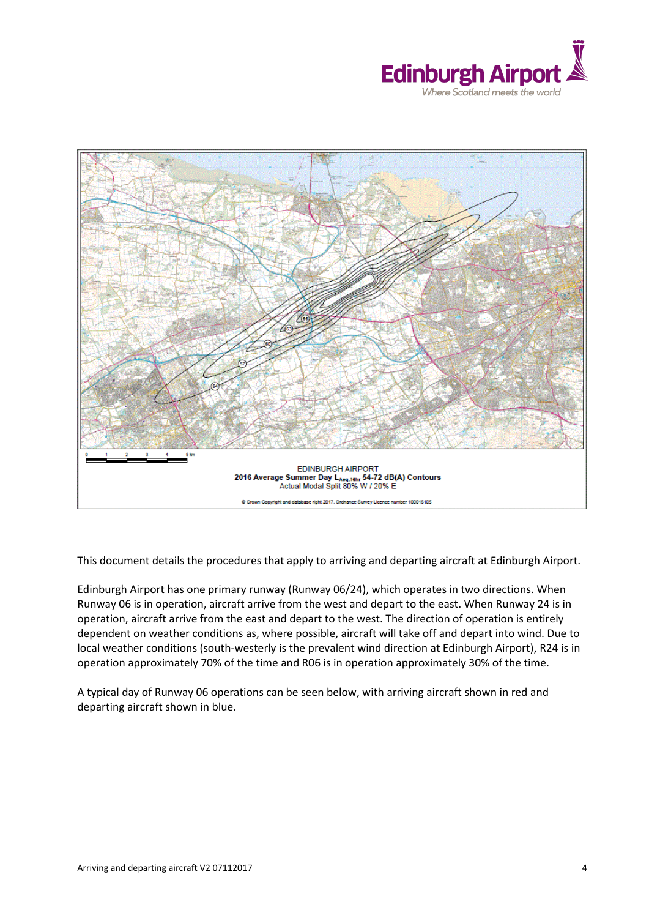EDINBURGH AIRPORT
**2016 Average Summer Day $L_{Aeq,16hr}$ 54-72 dB(A) Contours**
Actual Modal Split 80% W / 20% E

© Crown Copyright and database right 2017. Ordnance Survey Licence number 100016105

This document details the procedures that apply to arriving and departing aircraft at Edinburgh Airport.

Edinburgh Airport has one primary runway (Runway 06/24), which operates in two directions. When Runway 06 is in operation, aircraft arrive from the west and depart to the east. When Runway 24 is in operation, aircraft arrive from the east and depart to the west. The direction of operation is entirely dependent on weather conditions as, where possible, aircraft will take off and depart into wind. Due to local weather conditions (south-westerly is the prevalent wind direction at Edinburgh Airport), R24 is in operation approximately 70% of the time and R06 is in operation approximately 30% of the time.

A typical day of Runway 06 operations can be seen below, with arriving aircraft shown in red and departing aircraft shown in blue.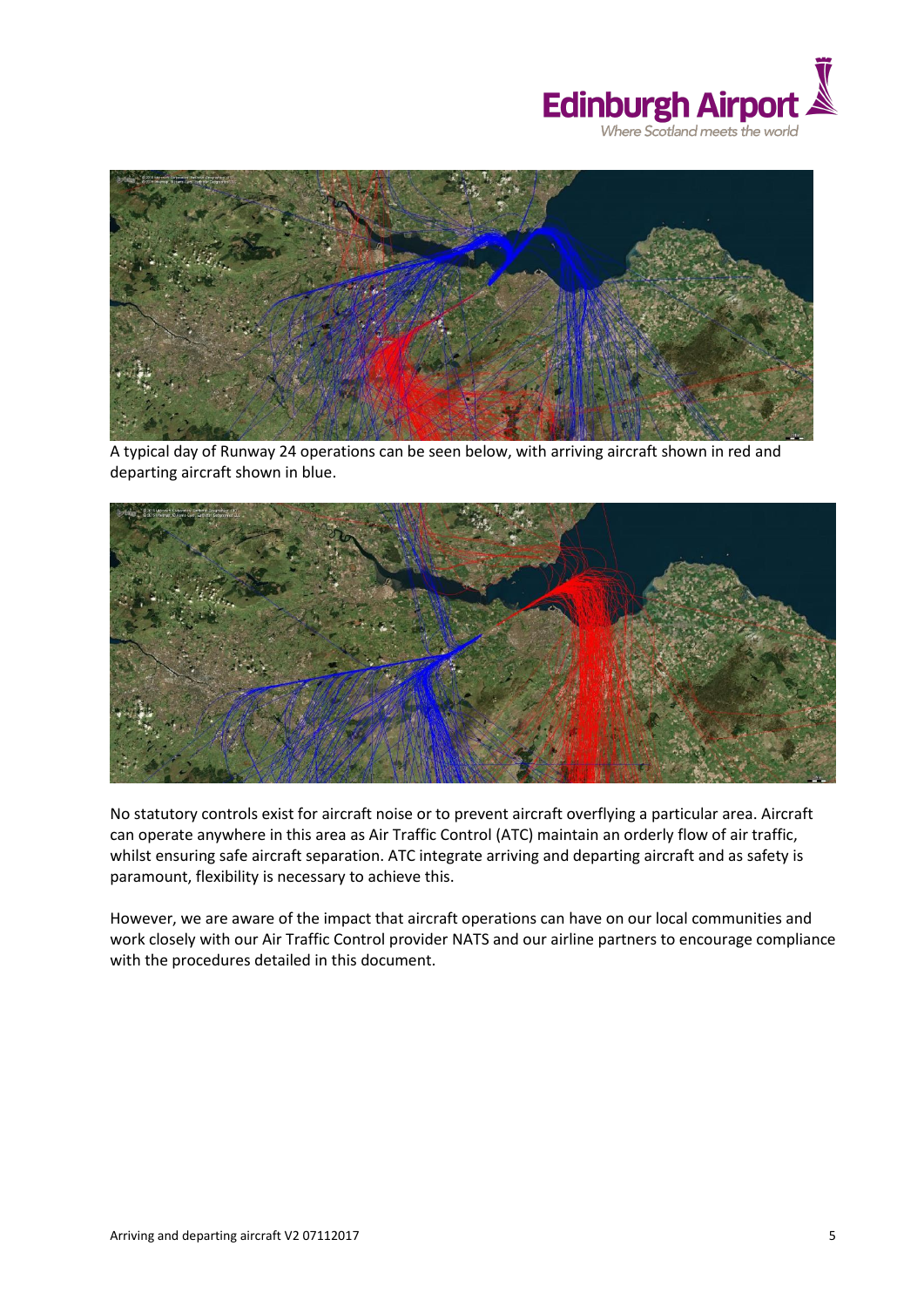A typical day of Runway 24 operations can be seen below, with arriving aircraft shown in red and departing aircraft shown in blue.

No statutory controls exist for aircraft noise or to prevent aircraft overflying a particular area. Aircraft can operate anywhere in this area as Air Traffic Control (ATC) maintain an orderly flow of air traffic, whilst ensuring safe aircraft separation. ATC integrate arriving and departing aircraft and as safety is paramount, flexibility is necessary to achieve this.

However, we are aware of the impact that aircraft operations can have on our local communities and work closely with our Air Traffic Control provider NATS and our airline partners to encourage compliance with the procedures detailed in this document.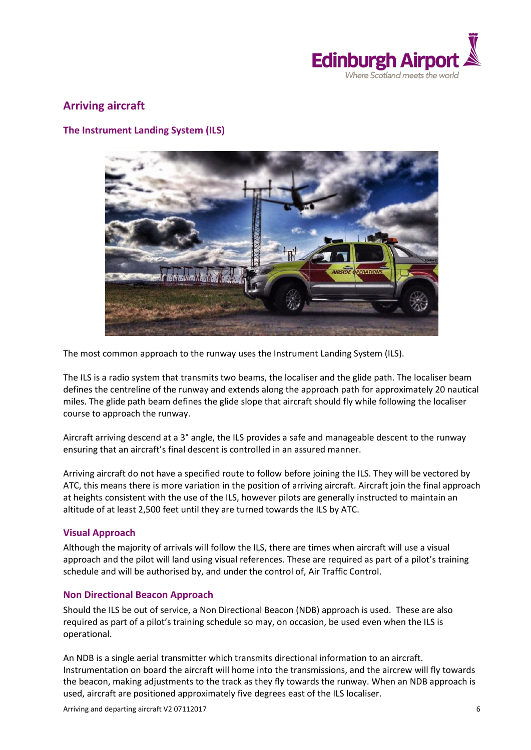## Arriving aircraft

### The Instrument Landing System (ILS)

The most common approach to the runway uses the Instrument Landing System (ILS).

The ILS is a radio system that transmits two beams, the localiser and the glide path. The localiser beam defines the centreline of the runway and extends along the approach path for approximately 20 nautical miles. The glide path beam defines the glide slope that aircraft should fly while following the localiser course to approach the runway.

Aircraft arriving descend at a 3° angle, the ILS provides a safe and manageable descent to the runway ensuring that an aircraft's final descent is controlled in an assured manner.

Arriving aircraft do not have a specified route to follow before joining the ILS. They will be vectored by ATC, this means there is more variation in the position of arriving aircraft. Aircraft join the final approach at heights consistent with the use of the ILS, however pilots are generally instructed to maintain an altitude of at least 2,500 feet until they are turned towards the ILS by ATC.

### Visual Approach

Although the majority of arrivals will follow the ILS, there are times when aircraft will use a visual approach and the pilot will land using visual references. These are required as part of a pilot's training schedule and will be authorised by, and under the control of, Air Traffic Control.

### Non Directional Beacon Approach

Should the ILS be out of service, a Non Directional Beacon (NDB) approach is used. These are also required as part of a pilot's training schedule so may, on occasion, be used even when the ILS is operational.

An NDB is a single aerial transmitter which transmits directional information to an aircraft. Instrumentation on board the aircraft will home into the transmissions, and the aircrew will fly towards the beacon, making adjustments to the track as they fly towards the runway. When an NDB approach is used, aircraft are positioned approximately five degrees east of the ILS localiser.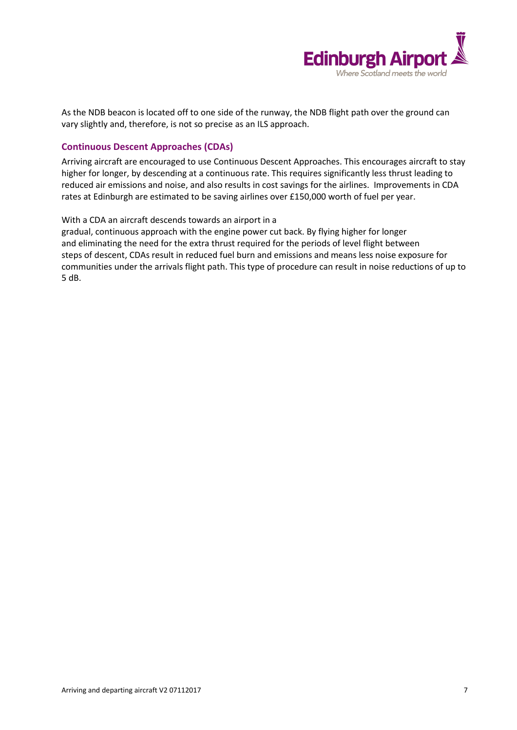As the NDB beacon is located off to one side of the runway, the NDB flight path over the ground can vary slightly and, therefore, is not so precise as an ILS approach.

### Continuous Descent Approaches (CDAs)

Arriving aircraft are encouraged to use Continuous Descent Approaches. This encourages aircraft to stay higher for longer, by descending at a continuous rate. This requires significantly less thrust leading to reduced air emissions and noise, and also results in cost savings for the airlines. Improvements in CDA rates at Edinburgh are estimated to be saving airlines over £150,000 worth of fuel per year.

With a CDA an aircraft descends towards an airport in a gradual, continuous approach with the engine power cut back. By flying higher for longer and eliminating the need for the extra thrust required for the periods of level flight between steps of descent, CDAs result in reduced fuel burn and emissions and means less noise exposure for communities under the arrivals flight path. This type of procedure can result in noise reductions of up to 5 dB.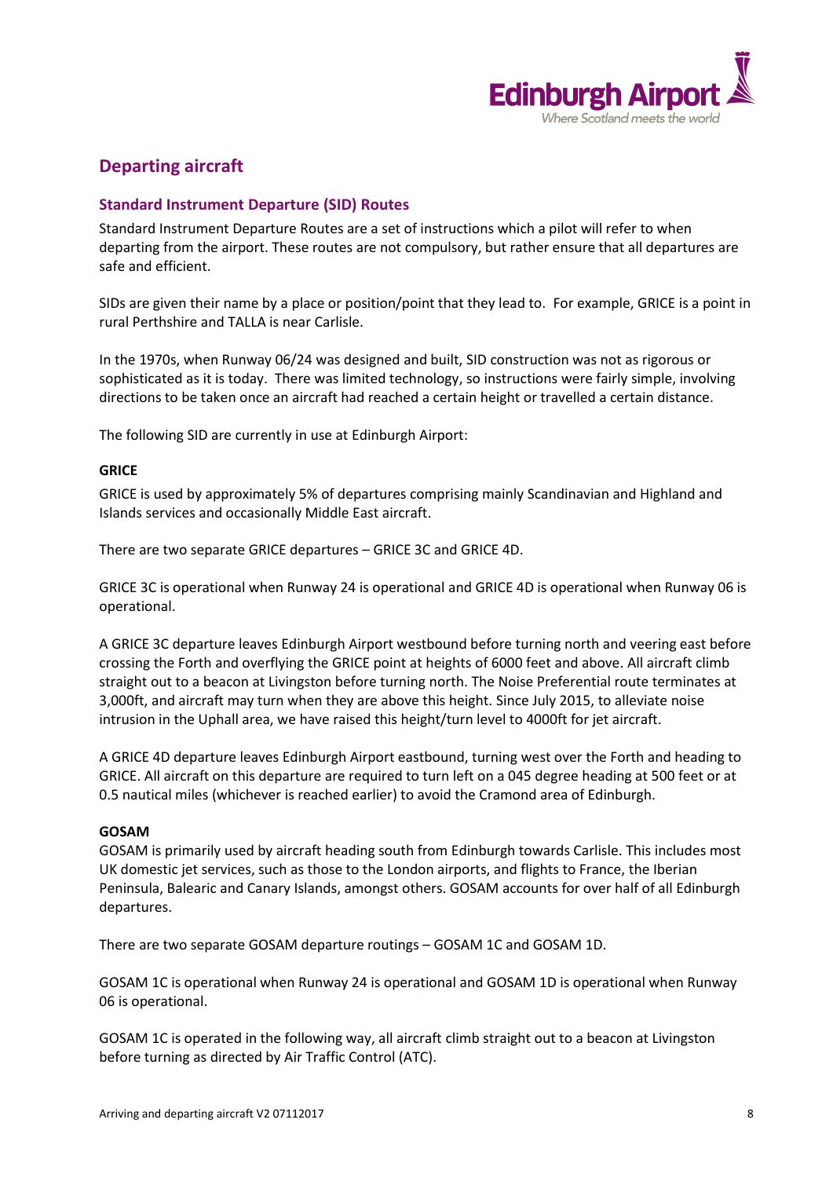## Departing aircraft

### Standard Instrument Departure (SID) Routes

Standard Instrument Departure Routes are a set of instructions which a pilot will refer to when departing from the airport. These routes are not compulsory, but rather ensure that all departures are safe and efficient.

SIDs are given their name by a place or position/point that they lead to. For example, GRICE is a point in rural Perthshire and TALLA is near Carlisle.

In the 1970s, when Runway 06/24 was designed and built, SID construction was not as rigorous or sophisticated as it is today. There was limited technology, so instructions were fairly simple, involving directions to be taken once an aircraft had reached a certain height or travelled a certain distance.

The following SID are currently in use at Edinburgh Airport:

**GRICE**

GRICE is used by approximately 5% of departures comprising mainly Scandinavian and Highland and Islands services and occasionally Middle East aircraft.

There are two separate GRICE departures – GRICE 3C and GRICE 4D.

GRICE 3C is operational when Runway 24 is operational and GRICE 4D is operational when Runway 06 is operational.

A GRICE 3C departure leaves Edinburgh Airport westbound before turning north and veering east before crossing the Forth and overflying the GRICE point at heights of 6000 feet and above. All aircraft climb straight out to a beacon at Livingston before turning north. The Noise Preferential route terminates at 3,000ft, and aircraft may turn when they are above this height. Since July 2015, to alleviate noise intrusion in the Uphall area, we have raised this height/turn level to 4000ft for jet aircraft.

A GRICE 4D departure leaves Edinburgh Airport eastbound, turning west over the Forth and heading to GRICE. All aircraft on this departure are required to turn left on a 045 degree heading at 500 feet or at 0.5 nautical miles (whichever is reached earlier) to avoid the Cramond area of Edinburgh.

**GOSAM**

GOSAM is primarily used by aircraft heading south from Edinburgh towards Carlisle. This includes most UK domestic jet services, such as those to the London airports, and flights to France, the Iberian Peninsula, Balearic and Canary Islands, amongst others. GOSAM accounts for over half of all Edinburgh departures.

There are two separate GOSAM departure routings – GOSAM 1C and GOSAM 1D.

GOSAM 1C is operational when Runway 24 is operational and GOSAM 1D is operational when Runway 06 is operational.

GOSAM 1C is operated in the following way, all aircraft climb straight out to a beacon at Livingston before turning as directed by Air Traffic Control (ATC).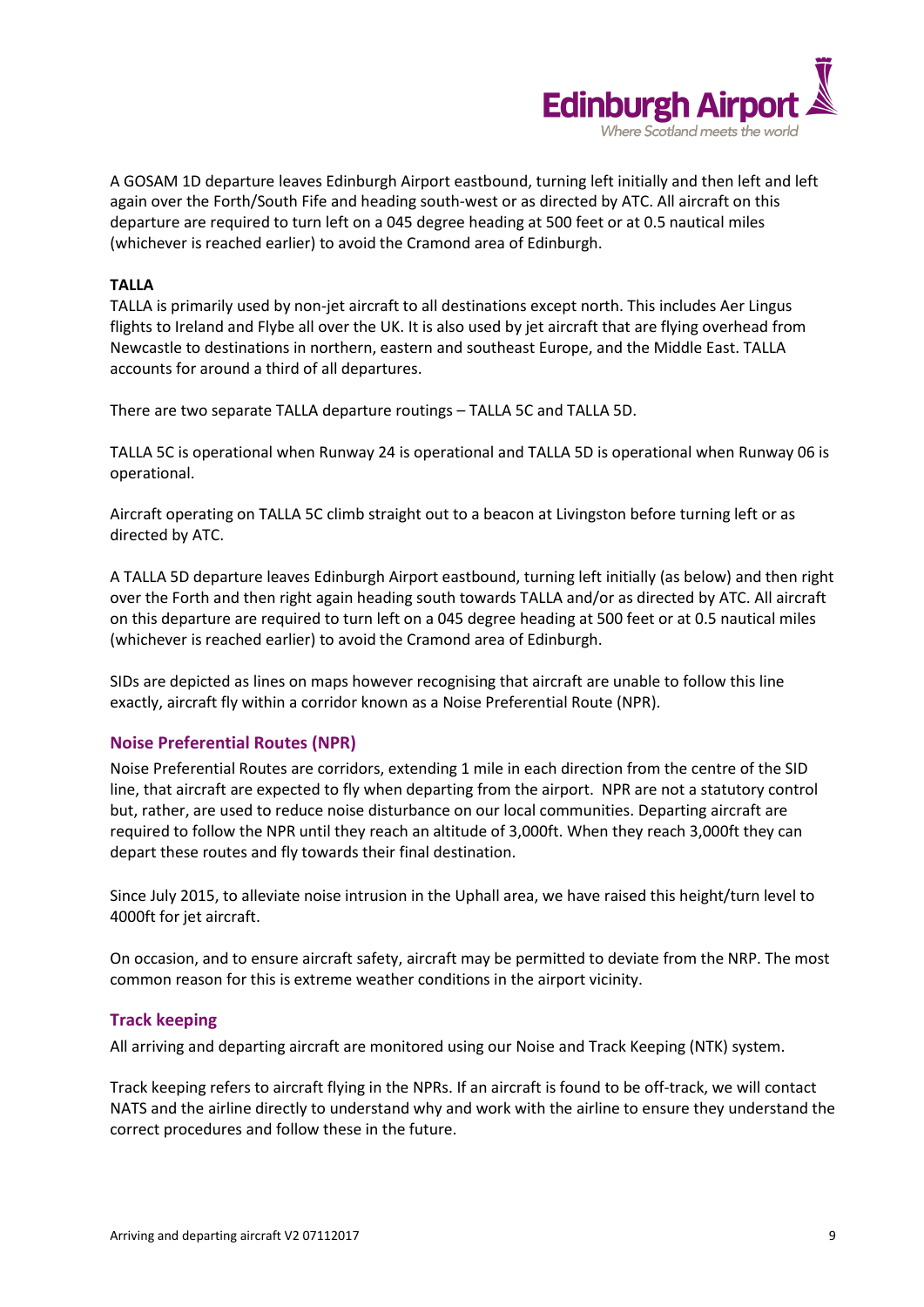A GOSAM 1D departure leaves Edinburgh Airport eastbound, turning left initially and then left and left again over the Forth/South Fife and heading south-west or as directed by ATC. All aircraft on this departure are required to turn left on a 045 degree heading at 500 feet or at 0.5 nautical miles (whichever is reached earlier) to avoid the Cramond area of Edinburgh.

**TALLA**

TALLA is primarily used by non-jet aircraft to all destinations except north. This includes Aer Lingus flights to Ireland and Flybe all over the UK. It is also used by jet aircraft that are flying overhead from Newcastle to destinations in northern, eastern and southeast Europe, and the Middle East. TALLA accounts for around a third of all departures.

There are two separate TALLA departure routings – TALLA 5C and TALLA 5D.

TALLA 5C is operational when Runway 24 is operational and TALLA 5D is operational when Runway 06 is operational.

Aircraft operating on TALLA 5C climb straight out to a beacon at Livingston before turning left or as directed by ATC.

A TALLA 5D departure leaves Edinburgh Airport eastbound, turning left initially (as below) and then right over the Forth and then right again heading south towards TALLA and/or as directed by ATC. All aircraft on this departure are required to turn left on a 045 degree heading at 500 feet or at 0.5 nautical miles (whichever is reached earlier) to avoid the Cramond area of Edinburgh.

SIDs are depicted as lines on maps however recognising that aircraft are unable to follow this line exactly, aircraft fly within a corridor known as a Noise Preferential Route (NPR).

## Noise Preferential Routes (NPR)

Noise Preferential Routes are corridors, extending 1 mile in each direction from the centre of the SID line, that aircraft are expected to fly when departing from the airport. NPR are not a statutory control but, rather, are used to reduce noise disturbance on our local communities. Departing aircraft are required to follow the NPR until they reach an altitude of 3,000ft. When they reach 3,000ft they can depart these routes and fly towards their final destination.

Since July 2015, to alleviate noise intrusion in the Uphall area, we have raised this height/turn level to 4000ft for jet aircraft.

On occasion, and to ensure aircraft safety, aircraft may be permitted to deviate from the NRP. The most common reason for this is extreme weather conditions in the airport vicinity.

## Track keeping

All arriving and departing aircraft are monitored using our Noise and Track Keeping (NTK) system.

Track keeping refers to aircraft flying in the NPRs. If an aircraft is found to be off-track, we will contact NATS and the airline directly to understand why and work with the airline to ensure they understand the correct procedures and follow these in the future.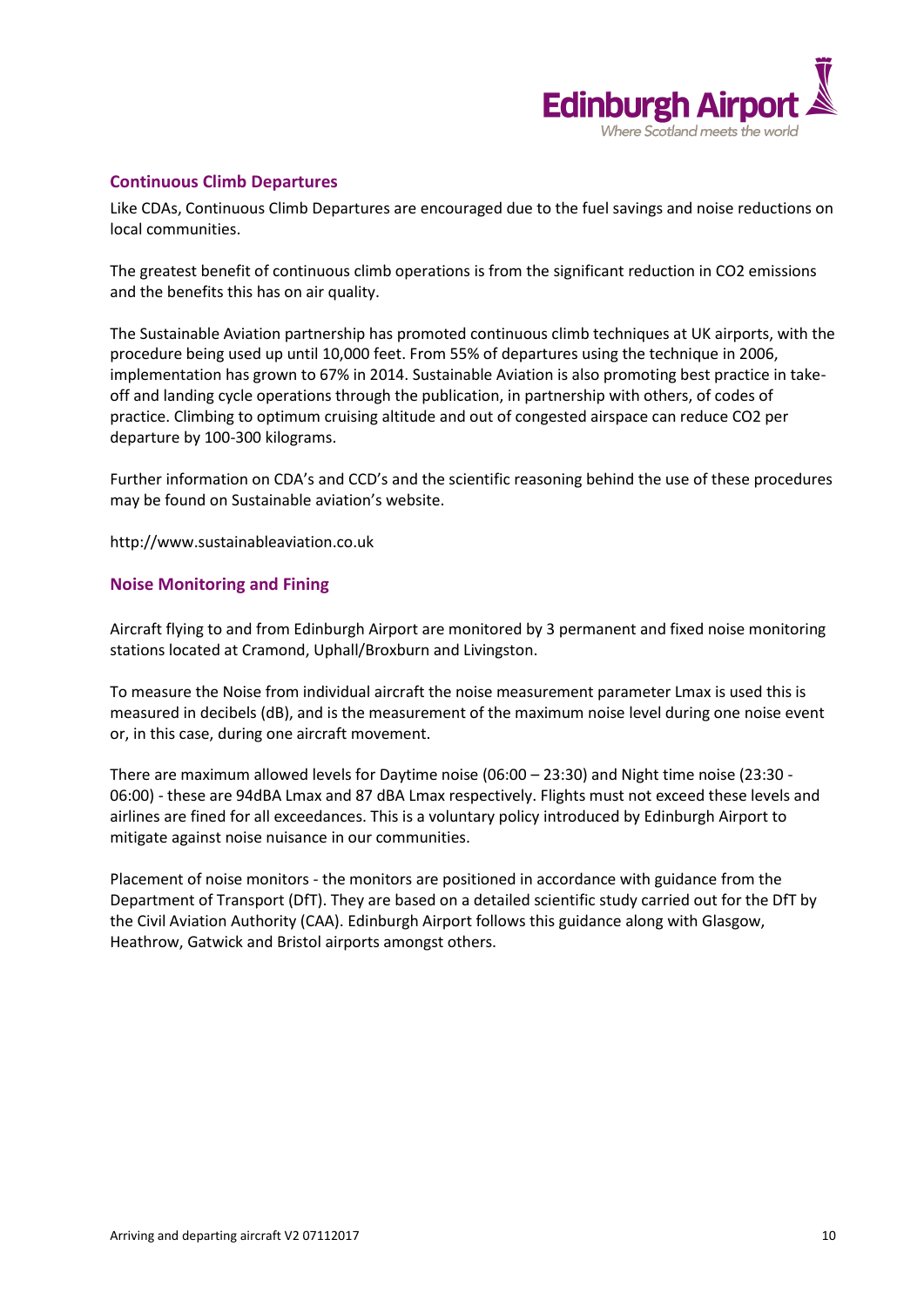## Continuous Climb Departures

Like CDAs, Continuous Climb Departures are encouraged due to the fuel savings and noise reductions on local communities.

The greatest benefit of continuous climb operations is from the significant reduction in $CO_2$ emissions and the benefits this has on air quality.

The Sustainable Aviation partnership has promoted continuous climb techniques at UK airports, with the procedure being used up until 10,000 feet. From 55% of departures using the technique in 2006, implementation has grown to 67% in 2014. Sustainable Aviation is also promoting best practice in take-off and landing cycle operations through the publication, in partnership with others, of codes of practice. Climbing to optimum cruising altitude and out of congested airspace can reduce $CO_2$ per departure by 100-300 kilograms.

Further information on CDA's and CCD's and the scientific reasoning behind the use of these procedures may be found on Sustainable aviation's website.

http://www.sustainableaviation.co.uk

## Noise Monitoring and Fining

Aircraft flying to and from Edinburgh Airport are monitored by 3 permanent and fixed noise monitoring stations located at Cramond, Uphall/Broxburn and Livingston.

To measure the Noise from individual aircraft the noise measurement parameter Lmax is used this is measured in decibels (dB), and is the measurement of the maximum noise level during one noise event or, in this case, during one aircraft movement.

There are maximum allowed levels for Daytime noise (06:00 – 23:30) and Night time noise (23:30 - 06:00) - these are 94dBA Lmax and 87 dBA Lmax respectively. Flights must not exceed these levels and airlines are fined for all exceedances. This is a voluntary policy introduced by Edinburgh Airport to mitigate against noise nuisance in our communities.

Placement of noise monitors - the monitors are positioned in accordance with guidance from the Department of Transport (DfT). They are based on a detailed scientific study carried out for the DfT by the Civil Aviation Authority (CAA). Edinburgh Airport follows this guidance along with Glasgow, Heathrow, Gatwick and Bristol airports amongst others.